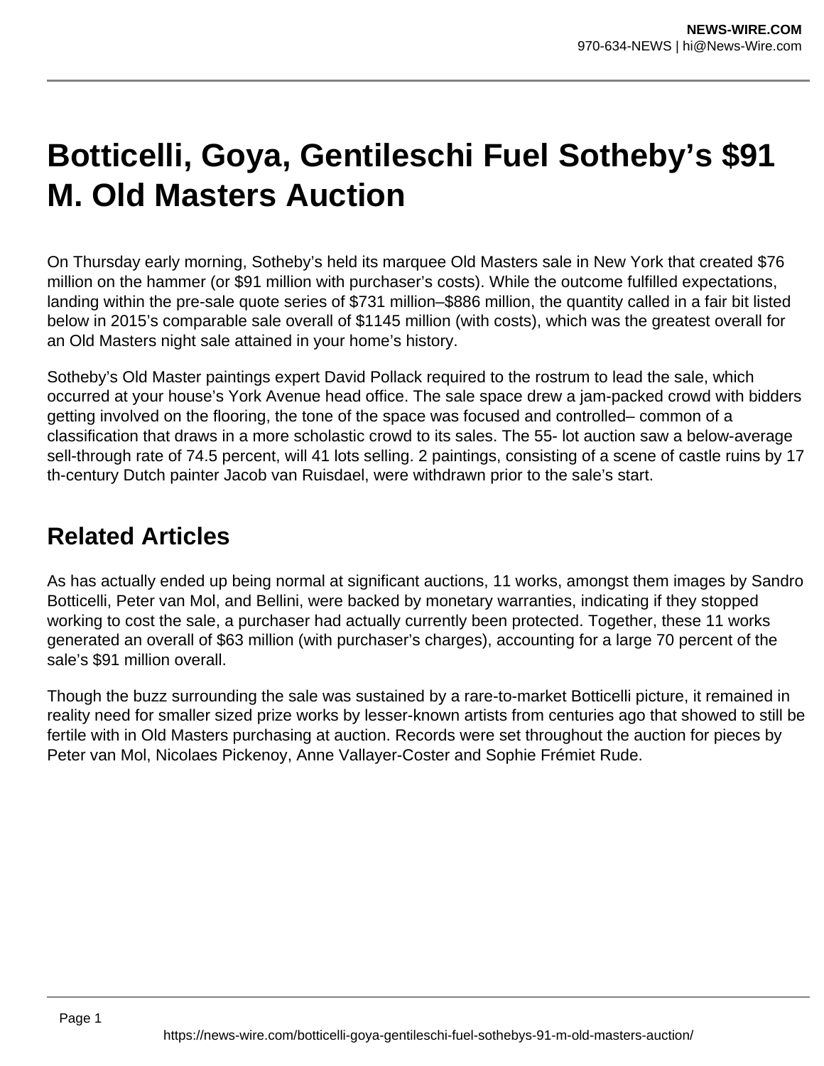# Botticelli, Goya, Gentileschi Fuel Sotheby’s $91 M. Old Masters Auction

On Thursday early morning, Sotheby’s held its marquee Old Masters sale in New York that created $76 million on the hammer (or $91 million with purchaser’s costs). While the outcome fulfilled expectations, landing within the pre-sale quote series of $731 million–$886 million, the quantity called in a fair bit listed below in 2015’s comparable sale overall of $1145 million (with costs), which was the greatest overall for an Old Masters night sale attained in your home’s history.

Sotheby’s Old Master paintings expert David Pollack required to the rostrum to lead the sale, which occurred at your house’s York Avenue head office. The sale space drew a jam-packed crowd with bidders getting involved on the flooring, the tone of the space was focused and controlled– common of a classification that draws in a more scholastic crowd to its sales. The 55- lot auction saw a below-average sell-through rate of 74.5 percent, will 41 lots selling. 2 paintings, consisting of a scene of castle ruins by 17 th-century Dutch painter Jacob van Ruisdael, were withdrawn prior to the sale’s start.

## Related Articles

As has actually ended up being normal at significant auctions, 11 works, amongst them images by Sandro Botticelli, Peter van Mol, and Bellini, were backed by monetary warranties, indicating if they stopped working to cost the sale, a purchaser had actually currently been protected. Together, these 11 works generated an overall of $63 million (with purchaser’s charges), accounting for a large 70 percent of the sale’s $91 million overall.

Though the buzz surrounding the sale was sustained by a rare-to-market Botticelli picture, it remained in reality need for smaller sized prize works by lesser-known artists from centuries ago that showed to still be fertile with in Old Masters purchasing at auction. Records were set throughout the auction for pieces by Peter van Mol, Nicolaes Pickenoy, Anne Vallayer-Coster and Sophie Frémiet Rude.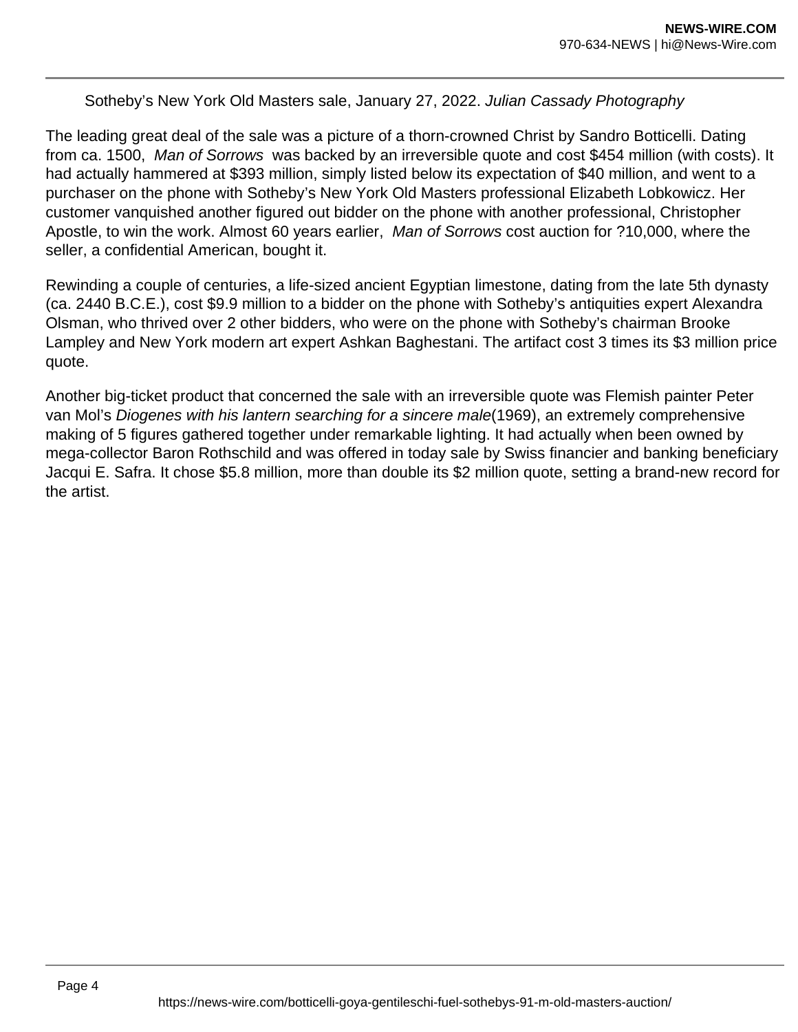Sotheby's New York Old Masters sale, January 27, 2022. *Julian Cassady Photography*

The leading great deal of the sale was a picture of a thorn-crowned Christ by Sandro Botticelli. Dating from ca. 1500, *Man of Sorrows* was backed by an irreversible quote and cost $454 million (with costs). It had actually hammered at $393 million, simply listed below its expectation of $40 million, and went to a purchaser on the phone with Sotheby's New York Old Masters professional Elizabeth Lobkowicz. Her customer vanquished another figured out bidder on the phone with another professional, Christopher Apostle, to win the work. Almost 60 years earlier, *Man of Sorrows* cost auction for ?10,000, where the seller, a confidential American, bought it.

Rewinding a couple of centuries, a life-sized ancient Egyptian limestone, dating from the late 5th dynasty (ca. 2440 B.C.E.), cost $9.9 million to a bidder on the phone with Sotheby's antiquities expert Alexandra Olsman, who thrived over 2 other bidders, who were on the phone with Sotheby's chairman Brooke Lampley and New York modern art expert Ashkan Baghestani. The artifact cost 3 times its $3 million price quote.

Another big-ticket product that concerned the sale with an irreversible quote was Flemish painter Peter van Mol's *Diogenes with his lantern searching for a sincere male*(1969), an extremely comprehensive making of 5 figures gathered together under remarkable lighting. It had actually when been owned by mega-collector Baron Rothschild and was offered in today sale by Swiss financier and banking beneficiary Jacqui E. Safra. It chose $5.8 million, more than double its $2 million quote, setting a brand-new record for the artist.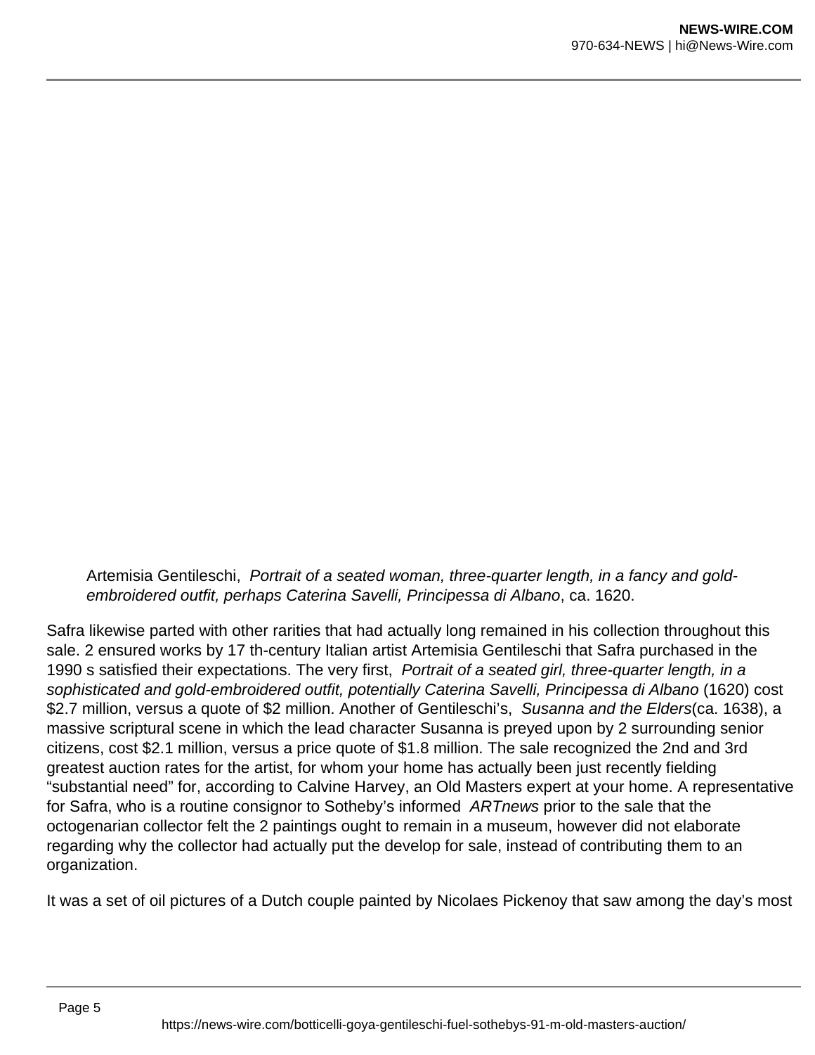Artemisia Gentileschi, *Portrait of a seated woman, three-quarter length, in a fancy and gold-embroidered outfit, perhaps Caterina Savelli, Principessa di Albano*, ca. 1620.

Safra likewise parted with other rarities that had actually long remained in his collection throughout this sale. 2 ensured works by 17 th-century Italian artist Artemisia Gentileschi that Safra purchased in the 1990 s satisfied their expectations. The very first, *Portrait of a seated girl, three-quarter length, in a sophisticated and gold-embroidered outfit, potentially Caterina Savelli, Principessa di Albano* (1620) cost \$2.7 million, versus a quote of \$2 million. Another of Gentileschi's, *Susanna and the Elders*(ca. 1638), a massive scriptural scene in which the lead character Susanna is preyed upon by 2 surrounding senior citizens, cost \$2.1 million, versus a price quote of \$1.8 million. The sale recognized the 2nd and 3rd greatest auction rates for the artist, for whom your home has actually been just recently fielding "substantial need" for, according to Calvine Harvey, an Old Masters expert at your home. A representative for Safra, who is a routine consignor to Sotheby's informed *ARTnews* prior to the sale that the octogenarian collector felt the 2 paintings ought to remain in a museum, however did not elaborate regarding why the collector had actually put the develop for sale, instead of contributing them to an organization.

It was a set of oil pictures of a Dutch couple painted by Nicolaes Pickenoy that saw among the day's most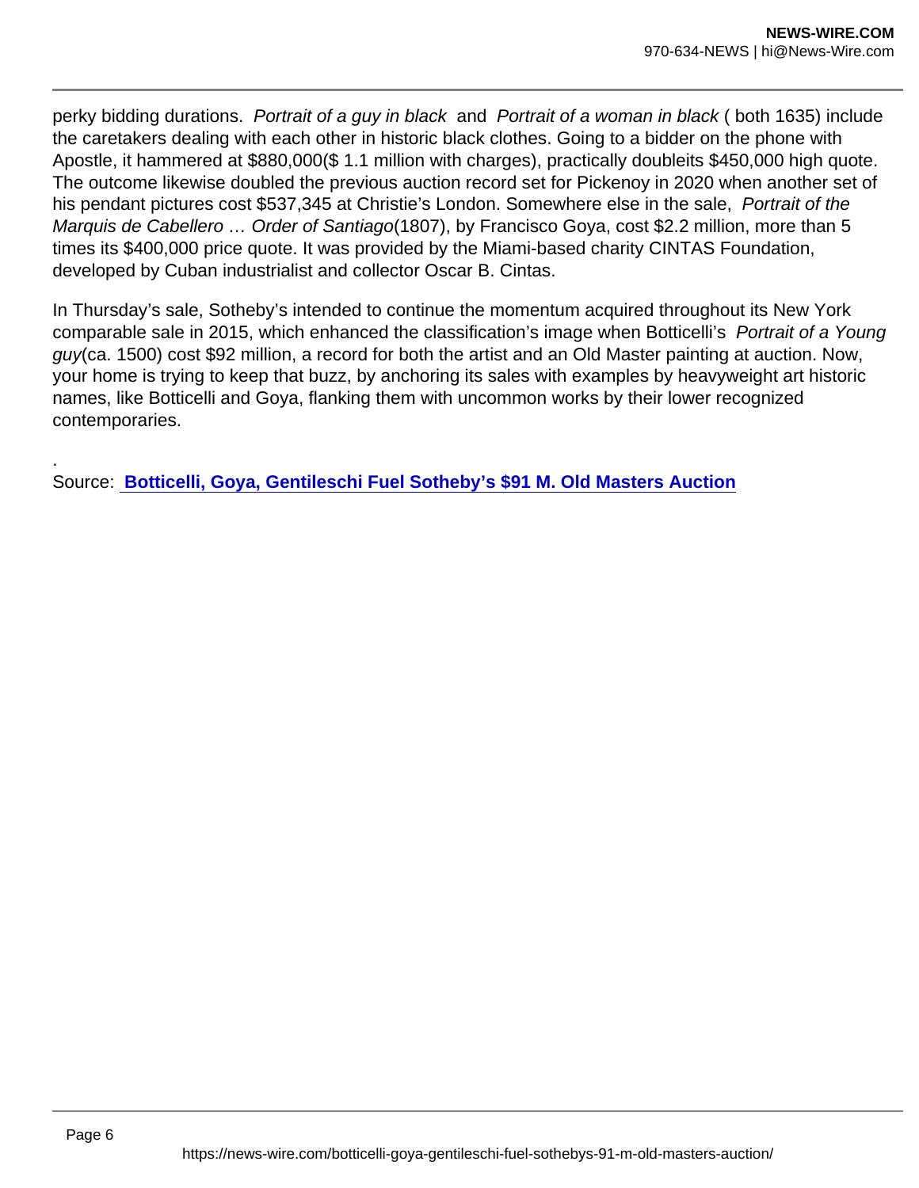perky bidding durations. *Portrait of a guy in black* and *Portrait of a woman in black* ( both 1635) include the caretakers dealing with each other in historic black clothes. Going to a bidder on the phone with Apostle, it hammered at $880,000($ 1.1 million with charges), practically doubleits $450,000 high quote. The outcome likewise doubled the previous auction record set for Pickenoy in 2020 when another set of his pendant pictures cost $537,345 at Christie's London. Somewhere else in the sale, *Portrait of the Marquis de Cabellero … Order of Santiago*(1807), by Francisco Goya, cost $2.2 million, more than 5 times its $400,000 price quote. It was provided by the Miami-based charity CINTAS Foundation, developed by Cuban industrialist and collector Oscar B. Cintas.

In Thursday's sale, Sotheby's intended to continue the momentum acquired throughout its New York comparable sale in 2015, which enhanced the classification's image when Botticelli's *Portrait of a Young guy*(ca. 1500) cost $92 million, a record for both the artist and an Old Master painting at auction. Now, your home is trying to keep that buzz, by anchoring its sales with examples by heavyweight art historic names, like Botticelli and Goya, flanking them with uncommon works by their lower recognized contemporaries.

.

Source: **[Botticelli, Goya, Gentileschi Fuel Sotheby's $91 M. Old Masters Auction](https://news-wire.com/botticelli-goya-gentileschi-fuel-sothebys-91-m-old-masters-auction/)**